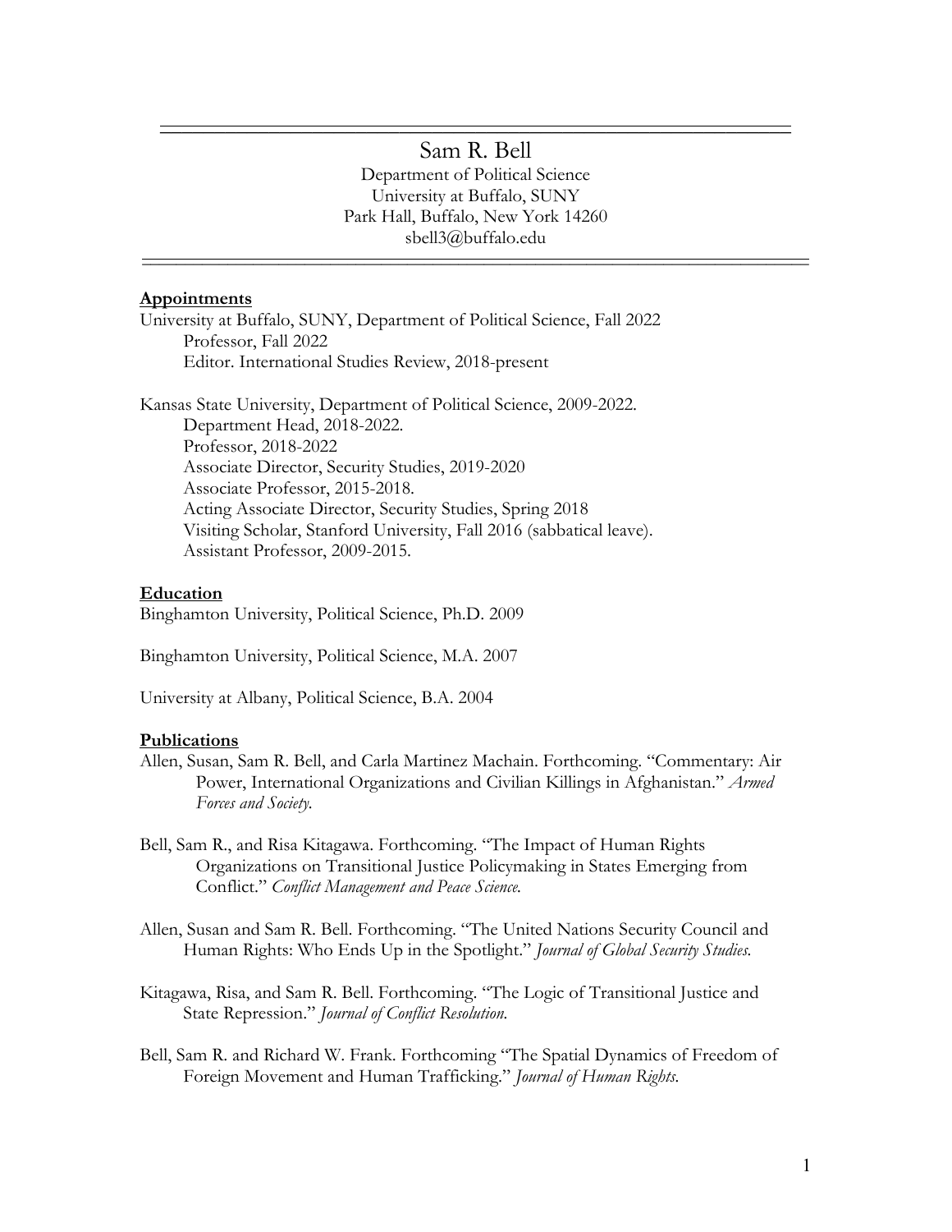# Sam R. Bell

Department of Political Science
University at Buffalo, SUNY
Park Hall, Buffalo, New York 14260
sbell3@buffalo.edu

---

## Appointments

University at Buffalo, SUNY, Department of Political Science, Fall 2022
- Professor, Fall 2022
- Editor. International Studies Review, 2018-present

Kansas State University, Department of Political Science, 2009-2022.
- Department Head, 2018-2022.
- Professor, 2018-2022
- Associate Director, Security Studies, 2019-2020
- Associate Professor, 2015-2018.
- Acting Associate Director, Security Studies, Spring 2018
- Visiting Scholar, Stanford University, Fall 2016 (sabbatical leave).
- Assistant Professor, 2009-2015.

## Education

Binghamton University, Political Science, Ph.D. 2009

Binghamton University, Political Science, M.A. 2007

University at Albany, Political Science, B.A. 2004

## Publications

Allen, Susan, Sam R. Bell, and Carla Martinez Machain. Forthcoming. "Commentary: Air Power, International Organizations and Civilian Killings in Afghanistan." *Armed Forces and Society.*

Bell, Sam R., and Risa Kitagawa. Forthcoming. "The Impact of Human Rights Organizations on Transitional Justice Policymaking in States Emerging from Conflict." *Conflict Management and Peace Science.*

Allen, Susan and Sam R. Bell. Forthcoming. "The United Nations Security Council and Human Rights: Who Ends Up in the Spotlight." *Journal of Global Security Studies.*

Kitagawa, Risa, and Sam R. Bell. Forthcoming. "The Logic of Transitional Justice and State Repression." *Journal of Conflict Resolution.*

Bell, Sam R. and Richard W. Frank. Forthcoming "The Spatial Dynamics of Freedom of Foreign Movement and Human Trafficking." *Journal of Human Rights.*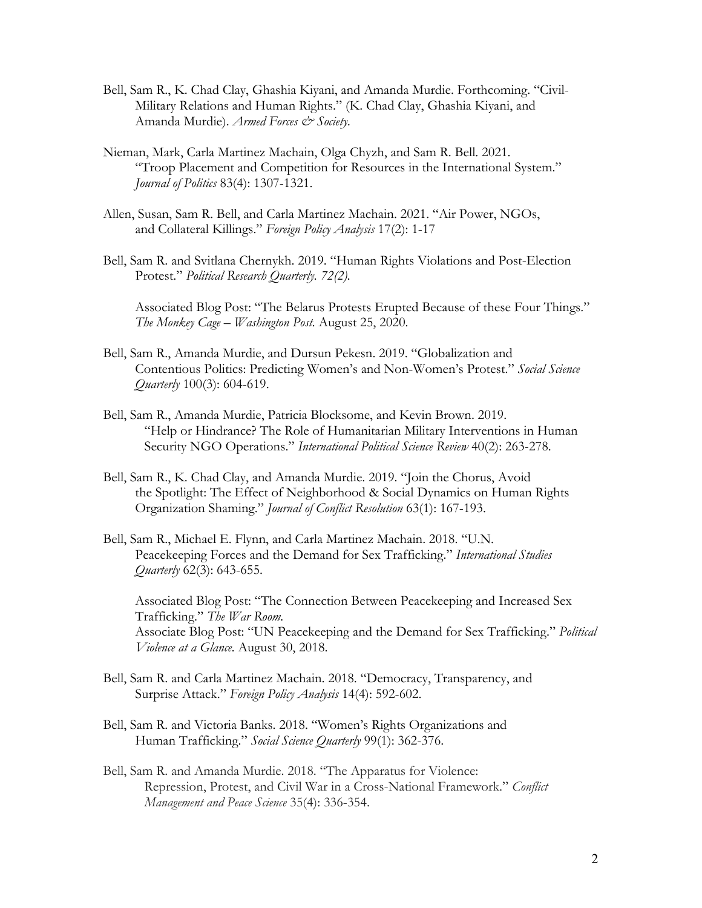Bell, Sam R., K. Chad Clay, Ghashia Kiyani, and Amanda Murdie. Forthcoming. "Civil-Military Relations and Human Rights." (K. Chad Clay, Ghashia Kiyani, and Amanda Murdie). *Armed Forces & Society*.

Nieman, Mark, Carla Martinez Machain, Olga Chyzh, and Sam R. Bell. 2021. "Troop Placement and Competition for Resources in the International System." *Journal of Politics* 83(4): 1307-1321.

Allen, Susan, Sam R. Bell, and Carla Martinez Machain. 2021. "Air Power, NGOs, and Collateral Killings." *Foreign Policy Analysis* 17(2): 1-17

Bell, Sam R. and Svitlana Chernykh. 2019. "Human Rights Violations and Post-Election Protest." *Political Research Quarterly. 72(2).*

Associated Blog Post: "The Belarus Protests Erupted Because of these Four Things." *The Monkey Cage – Washington Post.* August 25, 2020.

Bell, Sam R., Amanda Murdie, and Dursun Pekesn. 2019. "Globalization and Contentious Politics: Predicting Women's and Non-Women's Protest." *Social Science Quarterly* 100(3): 604-619.

Bell, Sam R., Amanda Murdie, Patricia Blocksome, and Kevin Brown. 2019. "Help or Hindrance? The Role of Humanitarian Military Interventions in Human Security NGO Operations." *International Political Science Review* 40(2): 263-278.

Bell, Sam R., K. Chad Clay, and Amanda Murdie. 2019. "Join the Chorus, Avoid the Spotlight: The Effect of Neighborhood & Social Dynamics on Human Rights Organization Shaming." *Journal of Conflict Resolution* 63(1): 167-193.

Bell, Sam R., Michael E. Flynn, and Carla Martinez Machain. 2018. "U.N. Peacekeeping Forces and the Demand for Sex Trafficking." *International Studies Quarterly* 62(3): 643-655.

Associated Blog Post: "The Connection Between Peacekeeping and Increased Sex Trafficking." *The War Room.*
Associate Blog Post: "UN Peacekeeping and the Demand for Sex Trafficking." *Political Violence at a Glance.* August 30, 2018.

Bell, Sam R. and Carla Martinez Machain. 2018. "Democracy, Transparency, and Surprise Attack." *Foreign Policy Analysis* 14(4): 592-602.

Bell, Sam R. and Victoria Banks. 2018. "Women's Rights Organizations and Human Trafficking." *Social Science Quarterly* 99(1): 362-376.

Bell, Sam R. and Amanda Murdie. 2018. "The Apparatus for Violence: Repression, Protest, and Civil War in a Cross-National Framework." *Conflict Management and Peace Science* 35(4): 336-354.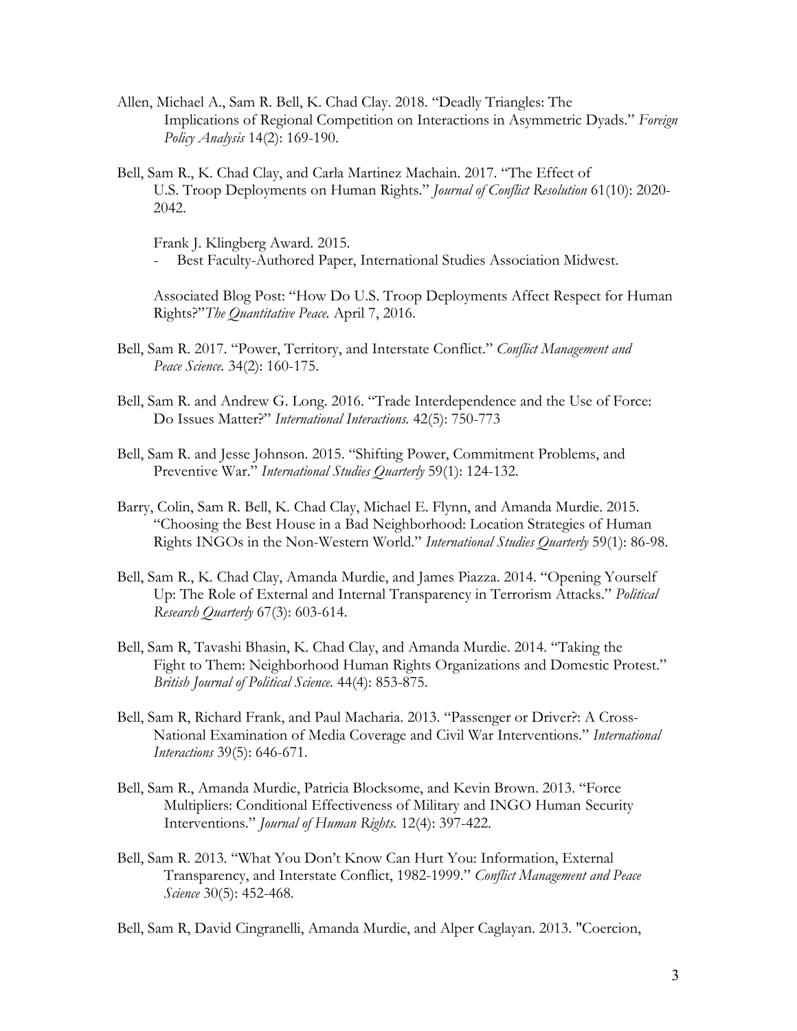Allen, Michael A., Sam R. Bell, K. Chad Clay. 2018. "Deadly Triangles: The Implications of Regional Competition on Interactions in Asymmetric Dyads." *Foreign Policy Analysis* 14(2): 169-190.

Bell, Sam R., K. Chad Clay, and Carla Martinez Machain. 2017. "The Effect of U.S. Troop Deployments on Human Rights." *Journal of Conflict Resolution* 61(10): 2020-2042.

Frank J. Klingberg Award. 2015.

- Best Faculty-Authored Paper, International Studies Association Midwest.

Associated Blog Post: "How Do U.S. Troop Deployments Affect Respect for Human Rights?"*The Quantitative Peace.* April 7, 2016.

Bell, Sam R. 2017. "Power, Territory, and Interstate Conflict." *Conflict Management and Peace Science.* 34(2): 160-175.

Bell, Sam R. and Andrew G. Long. 2016. "Trade Interdependence and the Use of Force: Do Issues Matter?" *International Interactions.* 42(5): 750-773

Bell, Sam R. and Jesse Johnson. 2015. "Shifting Power, Commitment Problems, and Preventive War." *International Studies Quarterly* 59(1): 124-132.

Barry, Colin, Sam R. Bell, K. Chad Clay, Michael E. Flynn, and Amanda Murdie. 2015. "Choosing the Best House in a Bad Neighborhood: Location Strategies of Human Rights INGOs in the Non-Western World." *International Studies Quarterly* 59(1): 86-98.

Bell, Sam R., K. Chad Clay, Amanda Murdie, and James Piazza. 2014. "Opening Yourself Up: The Role of External and Internal Transparency in Terrorism Attacks." *Political Research Quarterly* 67(3): 603-614.

Bell, Sam R, Tavashi Bhasin, K. Chad Clay, and Amanda Murdie. 2014. "Taking the Fight to Them: Neighborhood Human Rights Organizations and Domestic Protest." *British Journal of Political Science.* 44(4): 853-875.

Bell, Sam R, Richard Frank, and Paul Macharia. 2013. "Passenger or Driver?: A Cross-National Examination of Media Coverage and Civil War Interventions." *International Interactions* 39(5): 646-671.

Bell, Sam R., Amanda Murdie, Patricia Blocksome, and Kevin Brown. 2013. "Force Multipliers: Conditional Effectiveness of Military and INGO Human Security Interventions." *Journal of Human Rights.* 12(4): 397-422.

Bell, Sam R. 2013. "What You Don't Know Can Hurt You: Information, External Transparency, and Interstate Conflict, 1982-1999." *Conflict Management and Peace Science* 30(5): 452-468.

Bell, Sam R, David Cingranelli, Amanda Murdie, and Alper Caglayan. 2013. "Coercion,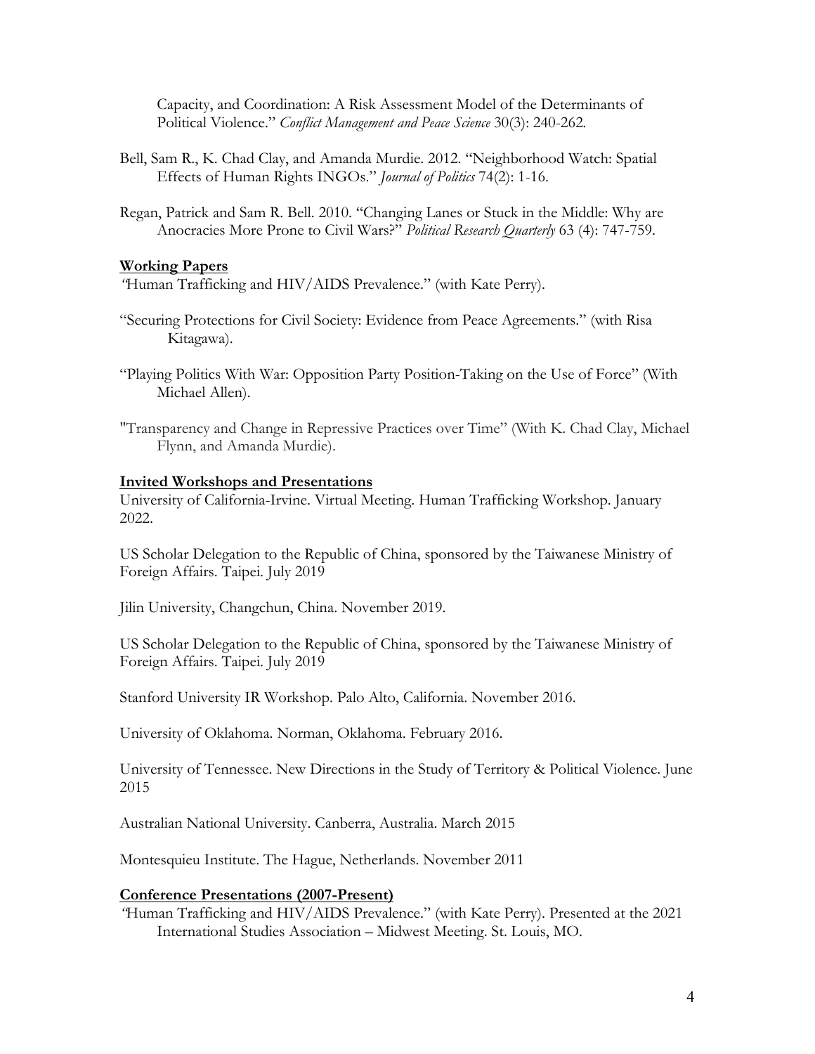Capacity, and Coordination: A Risk Assessment Model of the Determinants of Political Violence." *Conflict Management and Peace Science* 30(3): 240-262.

Bell, Sam R., K. Chad Clay, and Amanda Murdie. 2012. "Neighborhood Watch: Spatial Effects of Human Rights INGOs." *Journal of Politics* 74(2): 1-16.

Regan, Patrick and Sam R. Bell. 2010. "Changing Lanes or Stuck in the Middle: Why are Anocracies More Prone to Civil Wars?" *Political Research Quarterly* 63 (4): 747-759.

**Working Papers**

"Human Trafficking and HIV/AIDS Prevalence." (with Kate Perry).

"Securing Protections for Civil Society: Evidence from Peace Agreements." (with Risa Kitagawa).

"Playing Politics With War: Opposition Party Position-Taking on the Use of Force" (With Michael Allen).

"Transparency and Change in Repressive Practices over Time" (With K. Chad Clay, Michael Flynn, and Amanda Murdie).

**Invited Workshops and Presentations**

University of California-Irvine. Virtual Meeting. Human Trafficking Workshop. January 2022.

US Scholar Delegation to the Republic of China, sponsored by the Taiwanese Ministry of Foreign Affairs. Taipei. July 2019

Jilin University, Changchun, China. November 2019.

US Scholar Delegation to the Republic of China, sponsored by the Taiwanese Ministry of Foreign Affairs. Taipei. July 2019

Stanford University IR Workshop. Palo Alto, California. November 2016.

University of Oklahoma. Norman, Oklahoma. February 2016.

University of Tennessee. New Directions in the Study of Territory & Political Violence. June 2015

Australian National University. Canberra, Australia. March 2015

Montesquieu Institute. The Hague, Netherlands. November 2011

**Conference Presentations (2007-Present)**

"Human Trafficking and HIV/AIDS Prevalence." (with Kate Perry). Presented at the 2021 International Studies Association – Midwest Meeting. St. Louis, MO.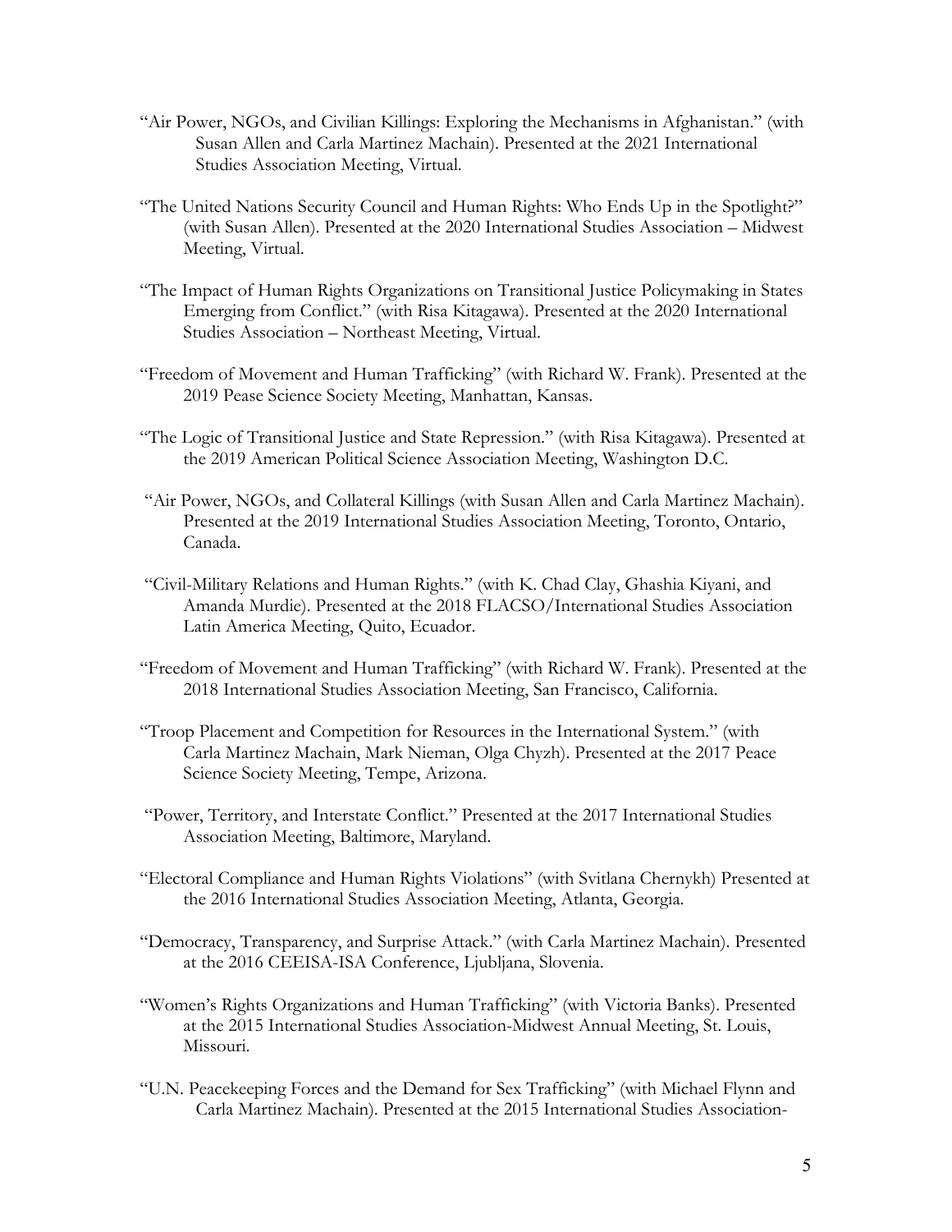"Air Power, NGOs, and Civilian Killings: Exploring the Mechanisms in Afghanistan." (with Susan Allen and Carla Martinez Machain). Presented at the 2021 International Studies Association Meeting, Virtual.

"The United Nations Security Council and Human Rights: Who Ends Up in the Spotlight?" (with Susan Allen). Presented at the 2020 International Studies Association – Midwest Meeting, Virtual.

"The Impact of Human Rights Organizations on Transitional Justice Policymaking in States Emerging from Conflict." (with Risa Kitagawa). Presented at the 2020 International Studies Association – Northeast Meeting, Virtual.

"Freedom of Movement and Human Trafficking" (with Richard W. Frank). Presented at the 2019 Pease Science Society Meeting, Manhattan, Kansas.

"The Logic of Transitional Justice and State Repression." (with Risa Kitagawa). Presented at the 2019 American Political Science Association Meeting, Washington D.C.

"Air Power, NGOs, and Collateral Killings (with Susan Allen and Carla Martinez Machain). Presented at the 2019 International Studies Association Meeting, Toronto, Ontario, Canada.

"Civil-Military Relations and Human Rights." (with K. Chad Clay, Ghashia Kiyani, and Amanda Murdie). Presented at the 2018 FLACSO/International Studies Association Latin America Meeting, Quito, Ecuador.

"Freedom of Movement and Human Trafficking" (with Richard W. Frank). Presented at the 2018 International Studies Association Meeting, San Francisco, California.

"Troop Placement and Competition for Resources in the International System." (with Carla Martinez Machain, Mark Nieman, Olga Chyzh). Presented at the 2017 Peace Science Society Meeting, Tempe, Arizona.

"Power, Territory, and Interstate Conflict." Presented at the 2017 International Studies Association Meeting, Baltimore, Maryland.

"Electoral Compliance and Human Rights Violations" (with Svitlana Chernykh) Presented at the 2016 International Studies Association Meeting, Atlanta, Georgia.

"Democracy, Transparency, and Surprise Attack." (with Carla Martinez Machain). Presented at the 2016 CEEISA-ISA Conference, Ljubljana, Slovenia.

"Women's Rights Organizations and Human Trafficking" (with Victoria Banks). Presented at the 2015 International Studies Association-Midwest Annual Meeting, St. Louis, Missouri.

"U.N. Peacekeeping Forces and the Demand for Sex Trafficking" (with Michael Flynn and Carla Martinez Machain). Presented at the 2015 International Studies Association-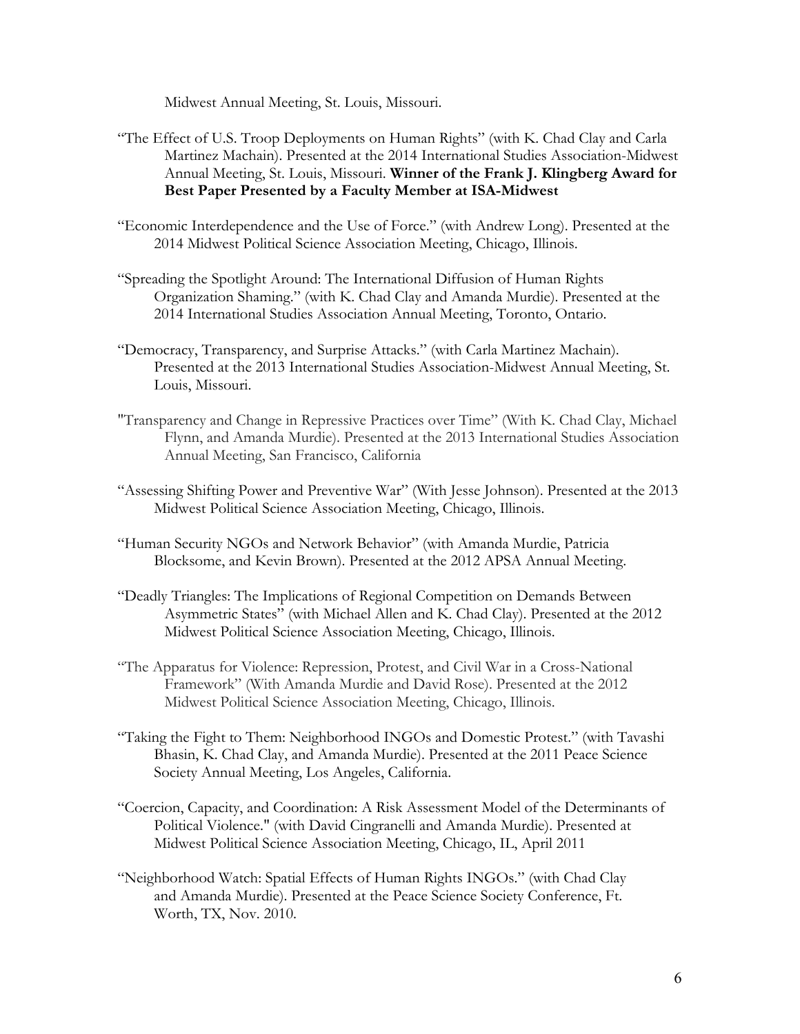Midwest Annual Meeting, St. Louis, Missouri.

"The Effect of U.S. Troop Deployments on Human Rights" (with K. Chad Clay and Carla Martinez Machain). Presented at the 2014 International Studies Association-Midwest Annual Meeting, St. Louis, Missouri. **Winner of the Frank J. Klingberg Award for Best Paper Presented by a Faculty Member at ISA-Midwest**

"Economic Interdependence and the Use of Force." (with Andrew Long). Presented at the 2014 Midwest Political Science Association Meeting, Chicago, Illinois.

"Spreading the Spotlight Around: The International Diffusion of Human Rights Organization Shaming." (with K. Chad Clay and Amanda Murdie). Presented at the 2014 International Studies Association Annual Meeting, Toronto, Ontario.

"Democracy, Transparency, and Surprise Attacks." (with Carla Martinez Machain). Presented at the 2013 International Studies Association-Midwest Annual Meeting, St. Louis, Missouri.

"Transparency and Change in Repressive Practices over Time" (With K. Chad Clay, Michael Flynn, and Amanda Murdie). Presented at the 2013 International Studies Association Annual Meeting, San Francisco, California

"Assessing Shifting Power and Preventive War" (With Jesse Johnson). Presented at the 2013 Midwest Political Science Association Meeting, Chicago, Illinois.

"Human Security NGOs and Network Behavior" (with Amanda Murdie, Patricia Blocksome, and Kevin Brown). Presented at the 2012 APSA Annual Meeting.

"Deadly Triangles: The Implications of Regional Competition on Demands Between Asymmetric States" (with Michael Allen and K. Chad Clay). Presented at the 2012 Midwest Political Science Association Meeting, Chicago, Illinois.

"The Apparatus for Violence: Repression, Protest, and Civil War in a Cross-National Framework" (With Amanda Murdie and David Rose). Presented at the 2012 Midwest Political Science Association Meeting, Chicago, Illinois.

"Taking the Fight to Them: Neighborhood INGOs and Domestic Protest." (with Tavashi Bhasin, K. Chad Clay, and Amanda Murdie). Presented at the 2011 Peace Science Society Annual Meeting, Los Angeles, California.

"Coercion, Capacity, and Coordination: A Risk Assessment Model of the Determinants of Political Violence." (with David Cingranelli and Amanda Murdie). Presented at Midwest Political Science Association Meeting, Chicago, IL, April 2011

"Neighborhood Watch: Spatial Effects of Human Rights INGOs." (with Chad Clay and Amanda Murdie). Presented at the Peace Science Society Conference, Ft. Worth, TX, Nov. 2010.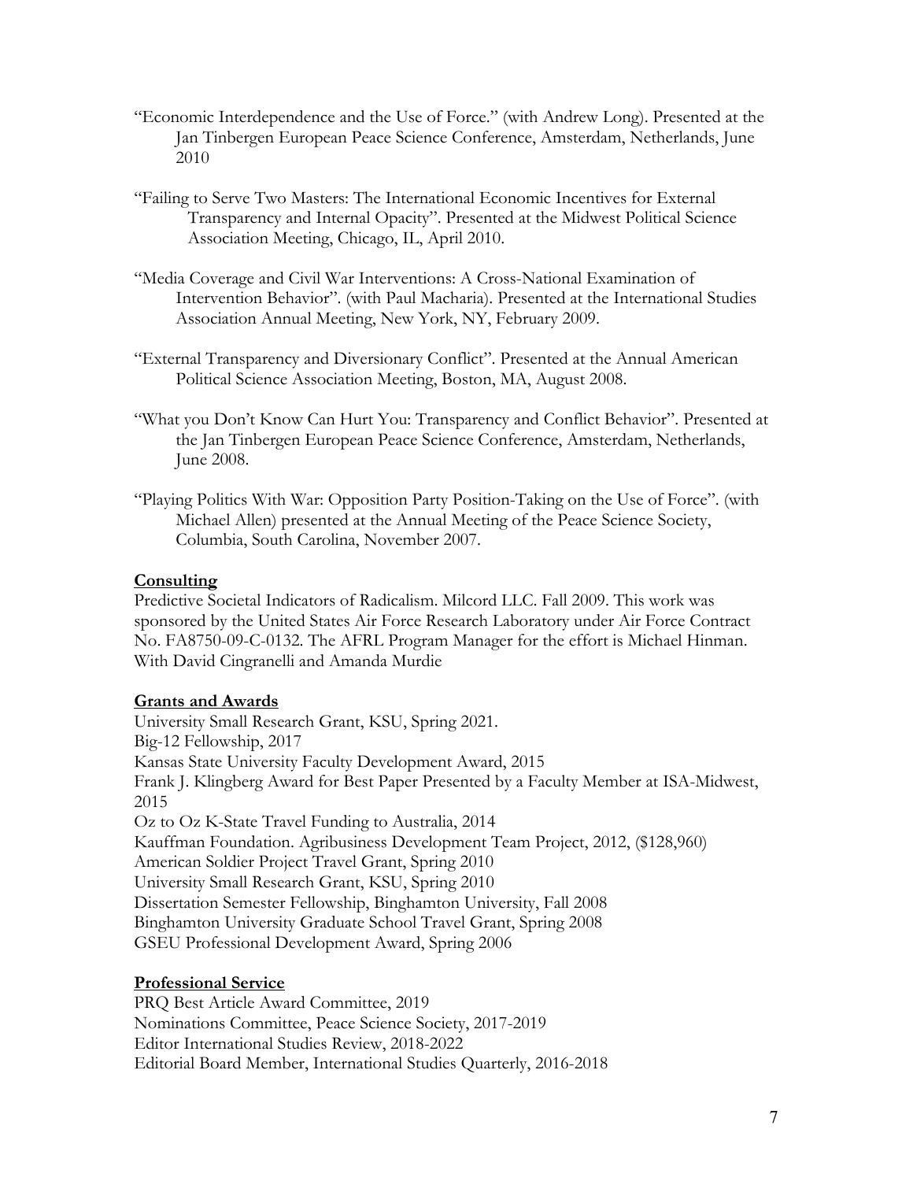"Economic Interdependence and the Use of Force." (with Andrew Long). Presented at the Jan Tinbergen European Peace Science Conference, Amsterdam, Netherlands, June 2010

"Failing to Serve Two Masters: The International Economic Incentives for External Transparency and Internal Opacity". Presented at the Midwest Political Science Association Meeting, Chicago, IL, April 2010.

"Media Coverage and Civil War Interventions: A Cross-National Examination of Intervention Behavior". (with Paul Macharia). Presented at the International Studies Association Annual Meeting, New York, NY, February 2009.

"External Transparency and Diversionary Conflict". Presented at the Annual American Political Science Association Meeting, Boston, MA, August 2008.

"What you Don't Know Can Hurt You: Transparency and Conflict Behavior". Presented at the Jan Tinbergen European Peace Science Conference, Amsterdam, Netherlands, June 2008.

"Playing Politics With War: Opposition Party Position-Taking on the Use of Force". (with Michael Allen) presented at the Annual Meeting of the Peace Science Society, Columbia, South Carolina, November 2007.

**Consulting**

Predictive Societal Indicators of Radicalism. Milcord LLC. Fall 2009. This work was sponsored by the United States Air Force Research Laboratory under Air Force Contract No. FA8750-09-C-0132. The AFRL Program Manager for the effort is Michael Hinman. With David Cingranelli and Amanda Murdie

**Grants and Awards**

University Small Research Grant, KSU, Spring 2021.
Big-12 Fellowship, 2017
Kansas State University Faculty Development Award, 2015
Frank J. Klingberg Award for Best Paper Presented by a Faculty Member at ISA-Midwest, 2015
Oz to Oz K-State Travel Funding to Australia, 2014
Kauffman Foundation. Agribusiness Development Team Project, 2012, ($128,960)
American Soldier Project Travel Grant, Spring 2010
University Small Research Grant, KSU, Spring 2010
Dissertation Semester Fellowship, Binghamton University, Fall 2008
Binghamton University Graduate School Travel Grant, Spring 2008
GSEU Professional Development Award, Spring 2006

**Professional Service**

PRQ Best Article Award Committee, 2019
Nominations Committee, Peace Science Society, 2017-2019
Editor International Studies Review, 2018-2022
Editorial Board Member, International Studies Quarterly, 2016-2018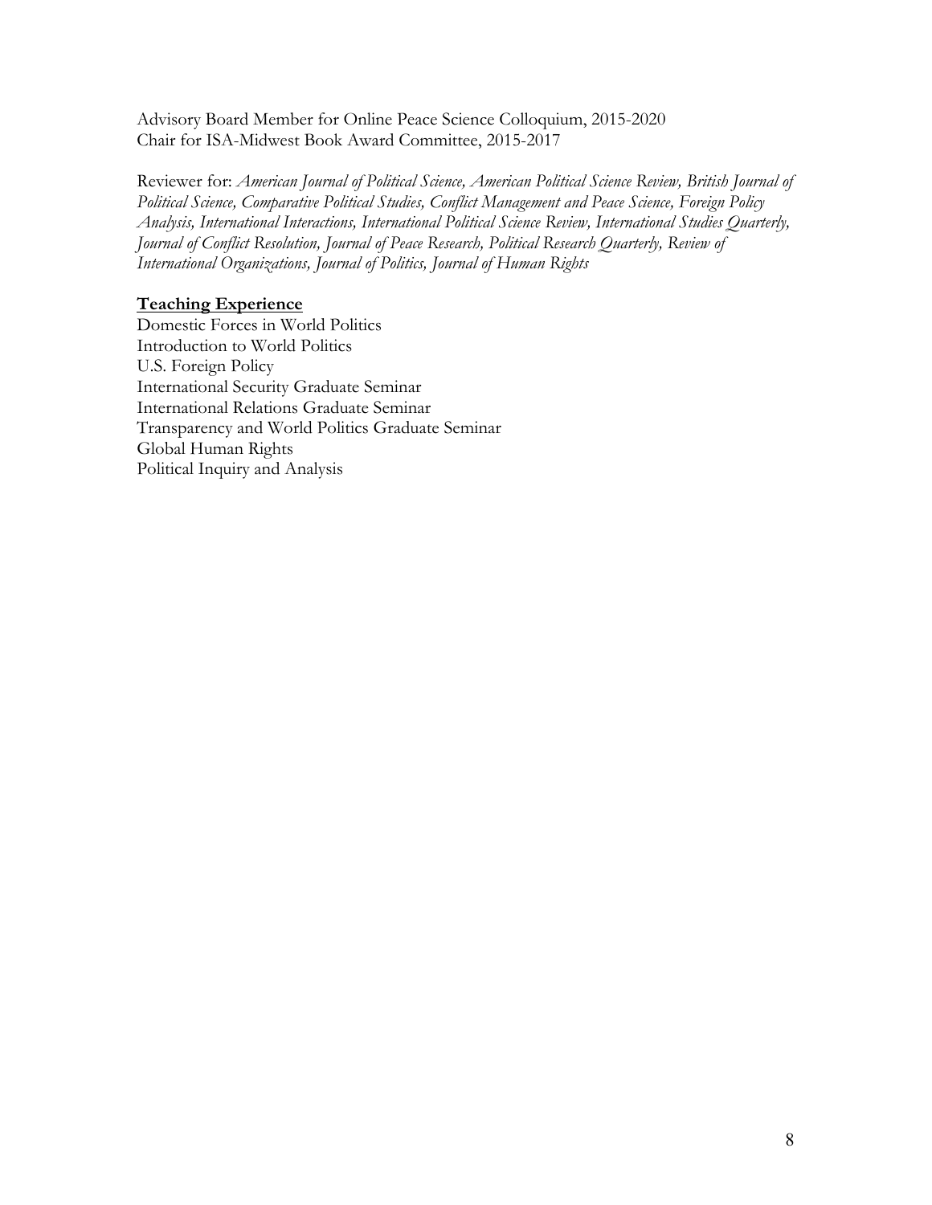Advisory Board Member for Online Peace Science Colloquium, 2015-2020
Chair for ISA-Midwest Book Award Committee, 2015-2017

Reviewer for: *American Journal of Political Science, American Political Science Review, British Journal of Political Science, Comparative Political Studies, Conflict Management and Peace Science, Foreign Policy Analysis, International Interactions, International Political Science Review, International Studies Quarterly, Journal of Conflict Resolution, Journal of Peace Research, Political Research Quarterly, Review of International Organizations, Journal of Politics, Journal of Human Rights*

## Teaching Experience

Domestic Forces in World Politics
Introduction to World Politics
U.S. Foreign Policy
International Security Graduate Seminar
International Relations Graduate Seminar
Transparency and World Politics Graduate Seminar
Global Human Rights
Political Inquiry and Analysis